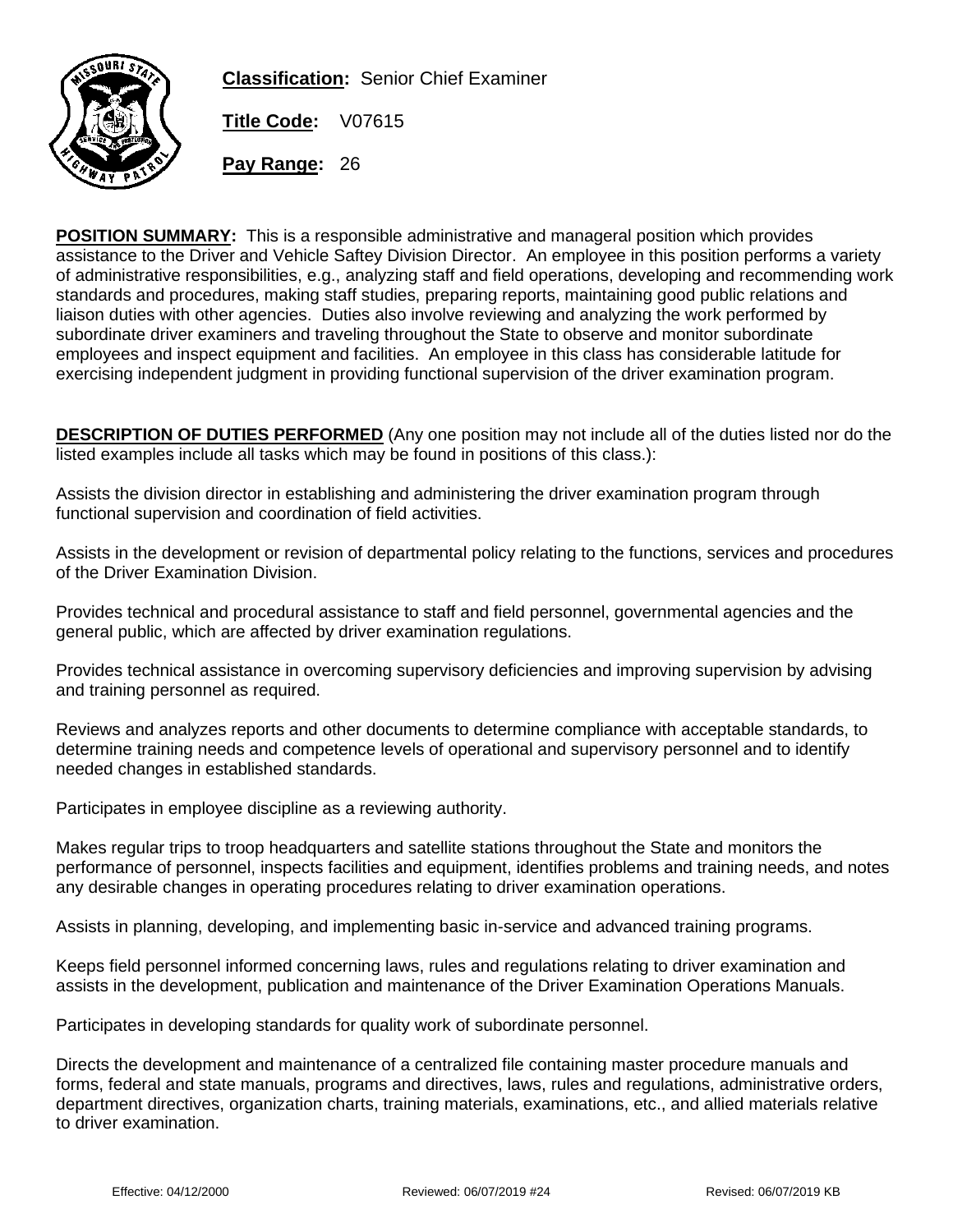**Classification:** Senior Chief Examiner

**Title Code:** V07615

**Pay Range:** 26

**POSITION SUMMARY:** This is a responsible administrative and manageral position which provides assistance to the Driver and Vehicle Saftey Division Director. An employee in this position performs a variety of administrative responsibilities, e.g., analyzing staff and field operations, developing and recommending work standards and procedures, making staff studies, preparing reports, maintaining good public relations and liaison duties with other agencies. Duties also involve reviewing and analyzing the work performed by subordinate driver examiners and traveling throughout the State to observe and monitor subordinate employees and inspect equipment and facilities. An employee in this class has considerable latitude for exercising independent judgment in providing functional supervision of the driver examination program.

**DESCRIPTION OF DUTIES PERFORMED** (Any one position may not include all of the duties listed nor do the listed examples include all tasks which may be found in positions of this class.):

Assists the division director in establishing and administering the driver examination program through functional supervision and coordination of field activities.

Assists in the development or revision of departmental policy relating to the functions, services and procedures of the Driver Examination Division.

Provides technical and procedural assistance to staff and field personnel, governmental agencies and the general public, which are affected by driver examination regulations.

Provides technical assistance in overcoming supervisory deficiencies and improving supervision by advising and training personnel as required.

Reviews and analyzes reports and other documents to determine compliance with acceptable standards, to determine training needs and competence levels of operational and supervisory personnel and to identify needed changes in established standards.

Participates in employee discipline as a reviewing authority.

Makes regular trips to troop headquarters and satellite stations throughout the State and monitors the performance of personnel, inspects facilities and equipment, identifies problems and training needs, and notes any desirable changes in operating procedures relating to driver examination operations.

Assists in planning, developing, and implementing basic in-service and advanced training programs.

Keeps field personnel informed concerning laws, rules and regulations relating to driver examination and assists in the development, publication and maintenance of the Driver Examination Operations Manuals.

Participates in developing standards for quality work of subordinate personnel.

Directs the development and maintenance of a centralized file containing master procedure manuals and forms, federal and state manuals, programs and directives, laws, rules and regulations, administrative orders, department directives, organization charts, training materials, examinations, etc., and allied materials relative to driver examination.

Effective: 04/12/2000 Reviewed: 06/07/2019 #24 Revised: 06/07/2019 KB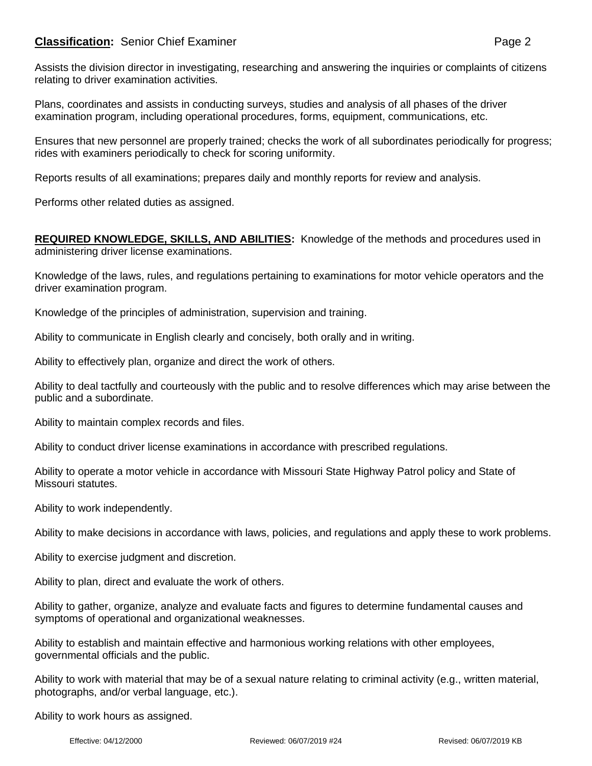Assists the division director in investigating, researching and answering the inquiries or complaints of citizens relating to driver examination activities.

Plans, coordinates and assists in conducting surveys, studies and analysis of all phases of the driver examination program, including operational procedures, forms, equipment, communications, etc.

Ensures that new personnel are properly trained; checks the work of all subordinates periodically for progress; rides with examiners periodically to check for scoring uniformity.

Reports results of all examinations; prepares daily and monthly reports for review and analysis.

Performs other related duties as assigned.

**REQUIRED KNOWLEDGE, SKILLS, AND ABILITIES:** Knowledge of the methods and procedures used in administering driver license examinations.

Knowledge of the laws, rules, and regulations pertaining to examinations for motor vehicle operators and the driver examination program.

Knowledge of the principles of administration, supervision and training.

Ability to communicate in English clearly and concisely, both orally and in writing.

Ability to effectively plan, organize and direct the work of others.

Ability to deal tactfully and courteously with the public and to resolve differences which may arise between the public and a subordinate.

Ability to maintain complex records and files.

Ability to conduct driver license examinations in accordance with prescribed regulations.

Ability to operate a motor vehicle in accordance with Missouri State Highway Patrol policy and State of Missouri statutes.

Ability to work independently.

Ability to make decisions in accordance with laws, policies, and regulations and apply these to work problems.

Ability to exercise judgment and discretion.

Ability to plan, direct and evaluate the work of others.

Ability to gather, organize, analyze and evaluate facts and figures to determine fundamental causes and symptoms of operational and organizational weaknesses.

Ability to establish and maintain effective and harmonious working relations with other employees, governmental officials and the public.

Ability to work with material that may be of a sexual nature relating to criminal activity (e.g., written material, photographs, and/or verbal language, etc.).

Ability to work hours as assigned.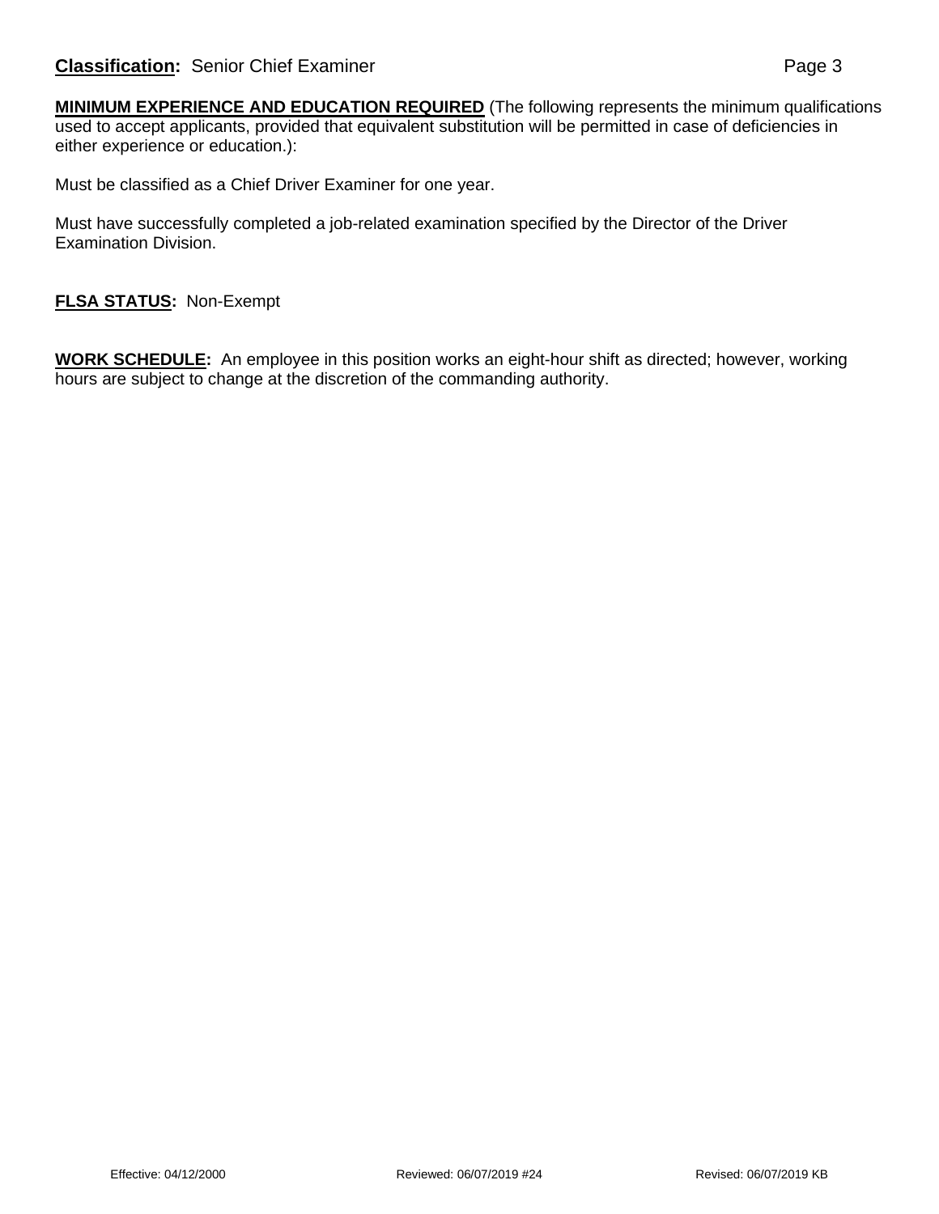**Classification:** Senior Chief Examiner

**MINIMUM EXPERIENCE AND EDUCATION REQUIRED** (The following represents the minimum qualifications used to accept applicants, provided that equivalent substitution will be permitted in case of deficiencies in either experience or education.):

Must be classified as a Chief Driver Examiner for one year.

Must have successfully completed a job-related examination specified by the Director of the Driver Examination Division.

**FLSA STATUS:** Non-Exempt

**WORK SCHEDULE:** An employee in this position works an eight-hour shift as directed; however, working hours are subject to change at the discretion of the commanding authority.

Effective: 04/12/2000 Reviewed: 06/07/2019 #24 Revised: 06/07/2019 KB